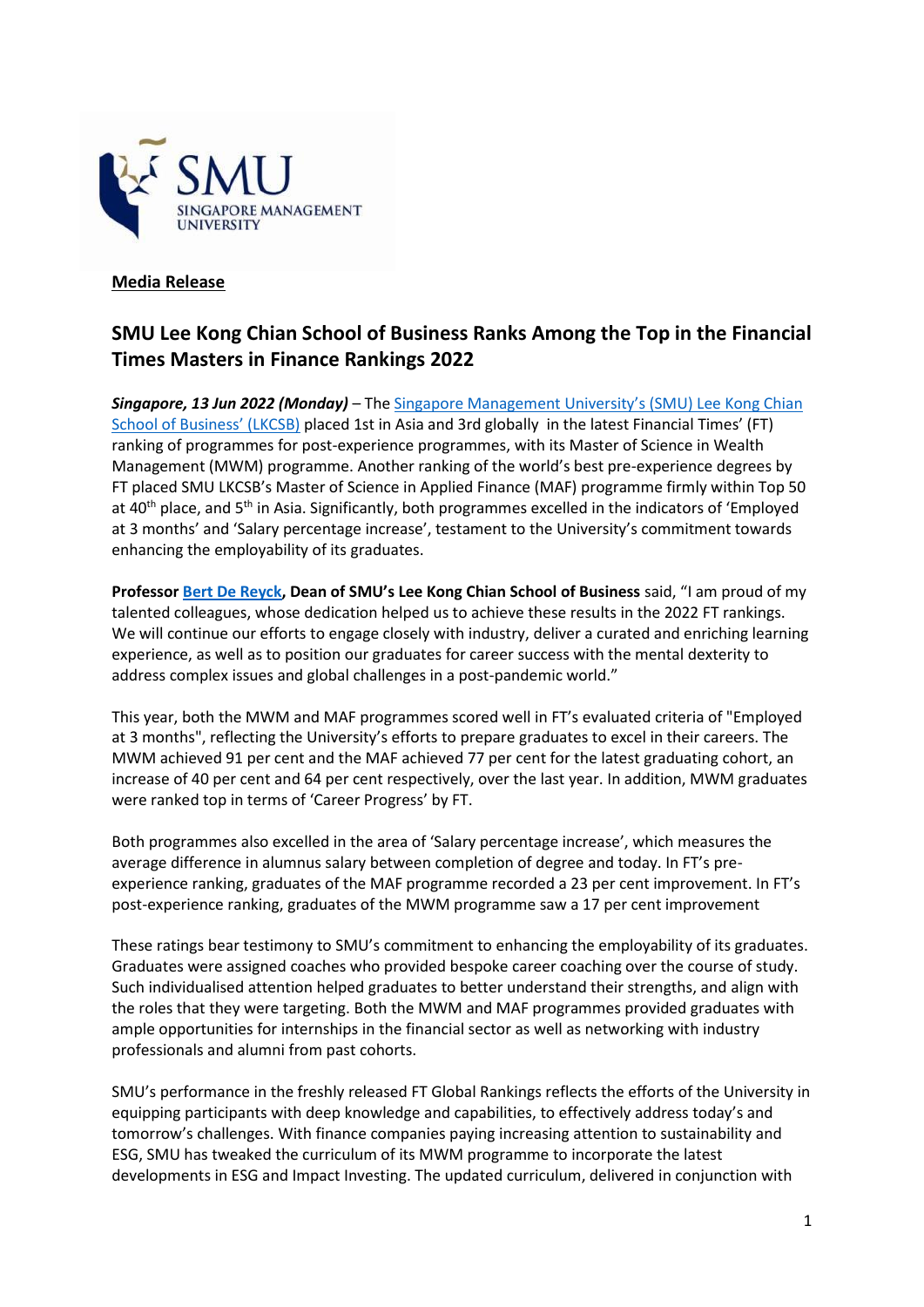**Media Release**

## SMU Lee Kong Chian School of Business Ranks Among the Top in the Financial Times Masters in Finance Rankings 2022

***Singapore, 13 Jun 2022 (Monday)*** – The Singapore Management University's (SMU) Lee Kong Chian School of Business' (LKCSB) placed 1st in Asia and 3rd globally in the latest Financial Times' (FT) ranking of programmes for post-experience programmes, with its Master of Science in Wealth Management (MWM) programme. Another ranking of the world's best pre-experience degrees by FT placed SMU LKCSB's Master of Science in Applied Finance (MAF) programme firmly within Top 50 at 40th place, and 5th in Asia. Significantly, both programmes excelled in the indicators of 'Employed at 3 months' and 'Salary percentage increase', testament to the University's commitment towards enhancing the employability of its graduates.

**Professor Bert De Reyck, Dean of SMU's Lee Kong Chian School of Business** said, "I am proud of my talented colleagues, whose dedication helped us to achieve these results in the 2022 FT rankings. We will continue our efforts to engage closely with industry, deliver a curated and enriching learning experience, as well as to position our graduates for career success with the mental dexterity to address complex issues and global challenges in a post-pandemic world."

This year, both the MWM and MAF programmes scored well in FT's evaluated criteria of "Employed at 3 months", reflecting the University's efforts to prepare graduates to excel in their careers. The MWM achieved 91 per cent and the MAF achieved 77 per cent for the latest graduating cohort, an increase of 40 per cent and 64 per cent respectively, over the last year. In addition, MWM graduates were ranked top in terms of 'Career Progress' by FT.

Both programmes also excelled in the area of 'Salary percentage increase', which measures the average difference in alumnus salary between completion of degree and today. In FT's pre-experience ranking, graduates of the MAF programme recorded a 23 per cent improvement. In FT's post-experience ranking, graduates of the MWM programme saw a 17 per cent improvement

These ratings bear testimony to SMU's commitment to enhancing the employability of its graduates. Graduates were assigned coaches who provided bespoke career coaching over the course of study. Such individualised attention helped graduates to better understand their strengths, and align with the roles that they were targeting. Both the MWM and MAF programmes provided graduates with ample opportunities for internships in the financial sector as well as networking with industry professionals and alumni from past cohorts.

SMU's performance in the freshly released FT Global Rankings reflects the efforts of the University in equipping participants with deep knowledge and capabilities, to effectively address today's and tomorrow's challenges. With finance companies paying increasing attention to sustainability and ESG, SMU has tweaked the curriculum of its MWM programme to incorporate the latest developments in ESG and Impact Investing. The updated curriculum, delivered in conjunction with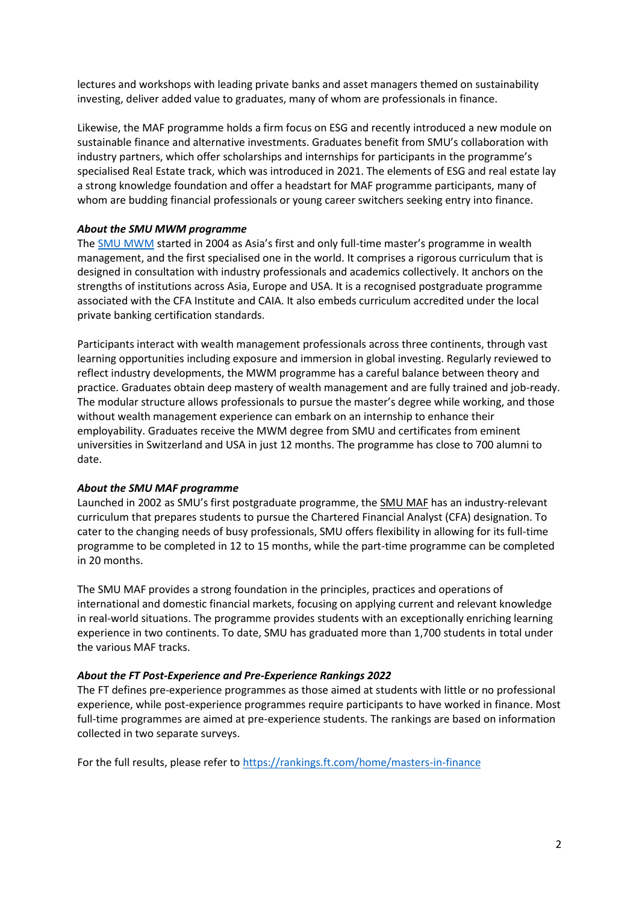lectures and workshops with leading private banks and asset managers themed on sustainability investing, deliver added value to graduates, many of whom are professionals in finance.

Likewise, the MAF programme holds a firm focus on ESG and recently introduced a new module on sustainable finance and alternative investments. Graduates benefit from SMU's collaboration with industry partners, which offer scholarships and internships for participants in the programme's specialised Real Estate track, which was introduced in 2021. The elements of ESG and real estate lay a strong knowledge foundation and offer a headstart for MAF programme participants, many of whom are budding financial professionals or young career switchers seeking entry into finance.

***About the SMU MWM programme***

The SMU MWM started in 2004 as Asia's first and only full-time master's programme in wealth management, and the first specialised one in the world. It comprises a rigorous curriculum that is designed in consultation with industry professionals and academics collectively. It anchors on the strengths of institutions across Asia, Europe and USA. It is a recognised postgraduate programme associated with the CFA Institute and CAIA. It also embeds curriculum accredited under the local private banking certification standards.

Participants interact with wealth management professionals across three continents, through vast learning opportunities including exposure and immersion in global investing. Regularly reviewed to reflect industry developments, the MWM programme has a careful balance between theory and practice. Graduates obtain deep mastery of wealth management and are fully trained and job-ready. The modular structure allows professionals to pursue the master's degree while working, and those without wealth management experience can embark on an internship to enhance their employability. Graduates receive the MWM degree from SMU and certificates from eminent universities in Switzerland and USA in just 12 months. The programme has close to 700 alumni to date.

***About the SMU MAF programme***

Launched in 2002 as SMU's first postgraduate programme, the SMU MAF has an industry-relevant curriculum that prepares students to pursue the Chartered Financial Analyst (CFA) designation. To cater to the changing needs of busy professionals, SMU offers flexibility in allowing for its full-time programme to be completed in 12 to 15 months, while the part-time programme can be completed in 20 months.

The SMU MAF provides a strong foundation in the principles, practices and operations of international and domestic financial markets, focusing on applying current and relevant knowledge in real-world situations. The programme provides students with an exceptionally enriching learning experience in two continents. To date, SMU has graduated more than 1,700 students in total under the various MAF tracks.

***About the FT Post-Experience and Pre-Experience Rankings 2022***

The FT defines pre-experience programmes as those aimed at students with little or no professional experience, while post-experience programmes require participants to have worked in finance. Most full-time programmes are aimed at pre-experience students. The rankings are based on information collected in two separate surveys.

For the full results, please refer to https://rankings.ft.com/home/masters-in-finance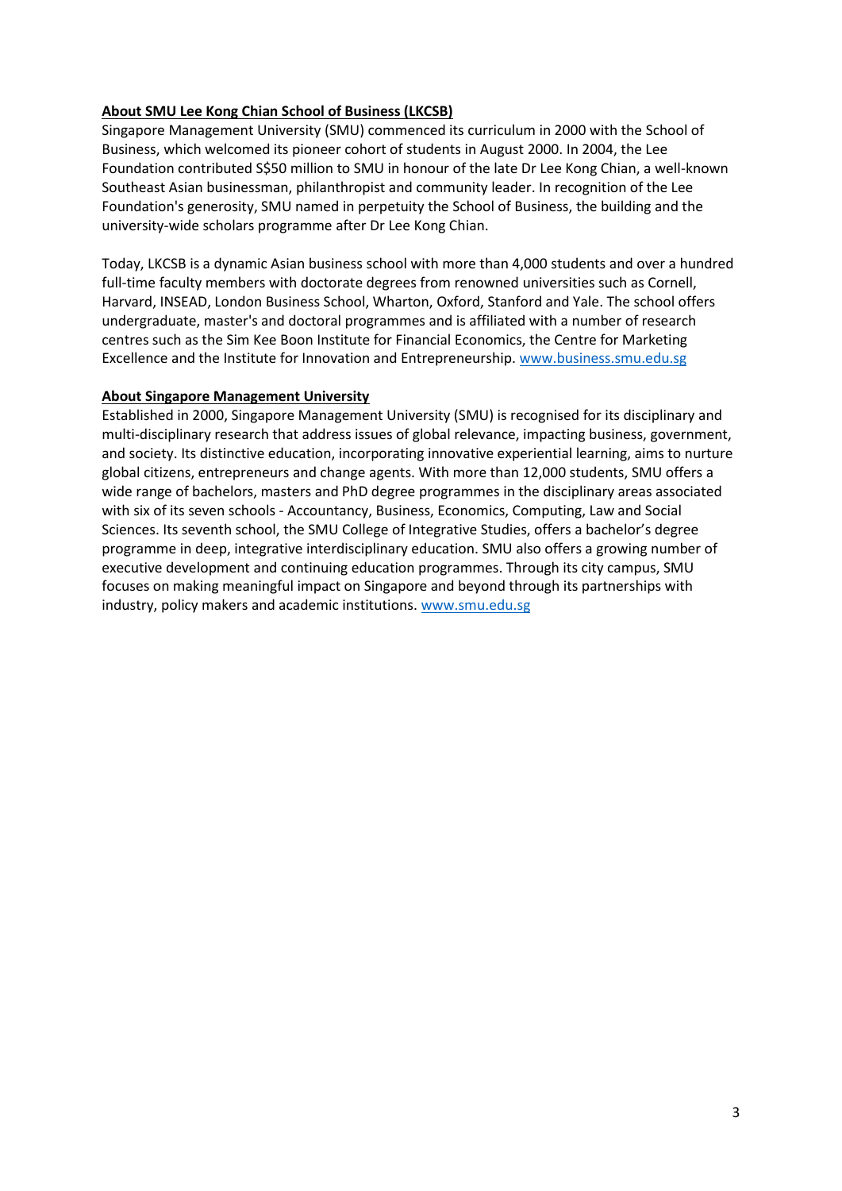**About SMU Lee Kong Chian School of Business (LKCSB)**

Singapore Management University (SMU) commenced its curriculum in 2000 with the School of Business, which welcomed its pioneer cohort of students in August 2000. In 2004, the Lee Foundation contributed S$50 million to SMU in honour of the late Dr Lee Kong Chian, a well-known Southeast Asian businessman, philanthropist and community leader. In recognition of the Lee Foundation's generosity, SMU named in perpetuity the School of Business, the building and the university-wide scholars programme after Dr Lee Kong Chian.

Today, LKCSB is a dynamic Asian business school with more than 4,000 students and over a hundred full-time faculty members with doctorate degrees from renowned universities such as Cornell, Harvard, INSEAD, London Business School, Wharton, Oxford, Stanford and Yale. The school offers undergraduate, master's and doctoral programmes and is affiliated with a number of research centres such as the Sim Kee Boon Institute for Financial Economics, the Centre for Marketing Excellence and the Institute for Innovation and Entrepreneurship. [www.business.smu.edu.sg](http://www.business.smu.edu.sg)

**About Singapore Management University**

Established in 2000, Singapore Management University (SMU) is recognised for its disciplinary and multi-disciplinary research that address issues of global relevance, impacting business, government, and society. Its distinctive education, incorporating innovative experiential learning, aims to nurture global citizens, entrepreneurs and change agents. With more than 12,000 students, SMU offers a wide range of bachelors, masters and PhD degree programmes in the disciplinary areas associated with six of its seven schools - Accountancy, Business, Economics, Computing, Law and Social Sciences. Its seventh school, the SMU College of Integrative Studies, offers a bachelor's degree programme in deep, integrative interdisciplinary education. SMU also offers a growing number of executive development and continuing education programmes. Through its city campus, SMU focuses on making meaningful impact on Singapore and beyond through its partnerships with industry, policy makers and academic institutions. [www.smu.edu.sg](http://www.smu.edu.sg)